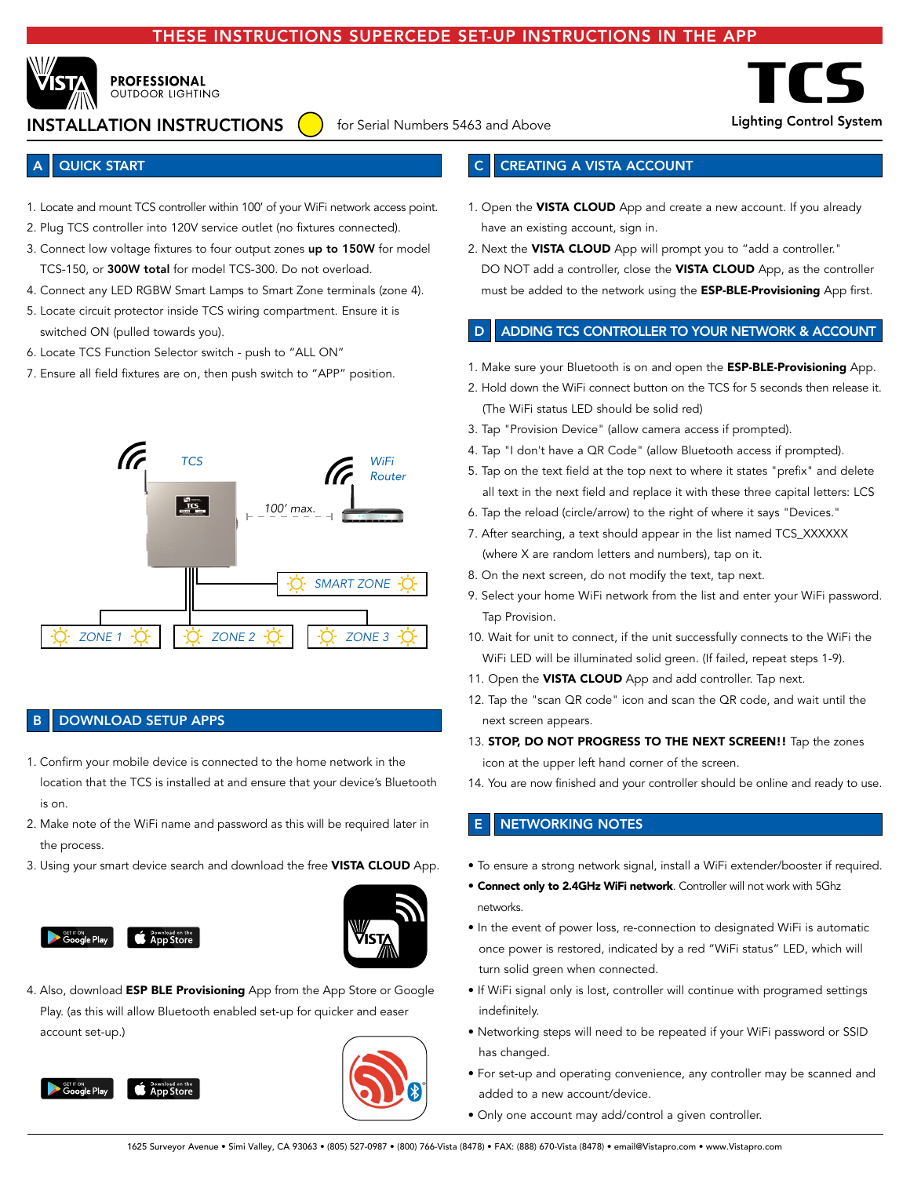THESE INSTRUCTIONS SUPERCEDE SET-UP INSTRUCTIONS IN THE APP

PROFESSIONAL OUTDOOR LIGHTING

TCS Lighting Control System

# INSTALLATION INSTRUCTIONS

for Serial Numbers 5463 and Above

## A QUICK START

1. Locate and mount TCS controller within 100' of your WiFi network access point.
2. Plug TCS controller into 120V service outlet (no fixtures connected).
3. Connect low voltage fixtures to four output zones **up to 150W** for model TCS-150, or **300W total** for model TCS-300. Do not overload.
4. Connect any LED RGBW Smart Lamps to Smart Zone terminals (zone 4).
5. Locate circuit protector inside TCS wiring compartment. Ensure it is switched ON (pulled towards you).
6. Locate TCS Function Selector switch - push to "ALL ON"
7. Ensure all field fixtures are on, then push switch to "APP" position.

TCS — WiFi Router — 100' max.

SMART ZONE — ZONE 1 — ZONE 2 — ZONE 3

## B DOWNLOAD SETUP APPS

1. Confirm your mobile device is connected to the home network in the location that the TCS is installed at and ensure that your device's Bluetooth is on.
2. Make note of the WiFi name and password as this will be required later in the process.
3. Using your smart device search and download the free **VISTA CLOUD** App.

GET IT ON Google Play — Download on the App Store

4. Also, download **ESP BLE Provisioning** App from the App Store or Google Play. (as this will allow Bluetooth enabled set-up for quicker and easer account set-up.)

GET IT ON Google Play — Download on the App Store

## C CREATING A VISTA ACCOUNT

1. Open the **VISTA CLOUD** App and create a new account. If you already have an existing account, sign in.
2. Next the **VISTA CLOUD** App will prompt you to "add a controller." DO NOT add a controller, close the **VISTA CLOUD** App, as the controller must be added to the network using the **ESP-BLE-Provisioning** App first.

## D ADDING TCS CONTROLLER TO YOUR NETWORK & ACCOUNT

1. Make sure your Bluetooth is on and open the **ESP-BLE-Provisioning** App.
2. Hold down the WiFi connect button on the TCS for 5 seconds then release it. (The WiFi status LED should be solid red)
3. Tap "Provision Device" (allow camera access if prompted).
4. Tap "I don't have a QR Code" (allow Bluetooth access if prompted).
5. Tap on the text field at the top next to where it states "prefix" and delete all text in the next field and replace it with these three capital letters: LCS
6. Tap the reload (circle/arrow) to the right of where it says "Devices."
7. After searching, a text should appear in the list named TCS_XXXXXX (where X are random letters and numbers), tap on it.
8. On the next screen, do not modify the text, tap next.
9. Select your home WiFi network from the list and enter your WiFi password. Tap Provision.
10. Wait for unit to connect, if the unit successfully connects to the WiFi the WiFi LED will be illuminated solid green. (If failed, repeat steps 1-9).
11. Open the **VISTA CLOUD** App and add controller. Tap next.
12. Tap the "scan QR code" icon and scan the QR code, and wait until the next screen appears.
13. **STOP, DO NOT PROGRESS TO THE NEXT SCREEN!!** Tap the zones icon at the upper left hand corner of the screen.
14. You are now finished and your controller should be online and ready to use.

## E NETWORKING NOTES

- To ensure a strong network signal, install a WiFi extender/booster if required.
- **Connect only to 2.4GHz WiFi network**. Controller will not work with 5Ghz networks.
- In the event of power loss, re-connection to designated WiFi is automatic once power is restored, indicated by a red "WiFi status" LED, which will turn solid green when connected.
- If WiFi signal only is lost, controller will continue with programed settings indefinitely.
- Networking steps will need to be repeated if your WiFi password or SSID has changed.
- For set-up and operating convenience, any controller may be scanned and added to a new account/device.
- Only one account may add/control a given controller.

1625 Surveyor Avenue • Simi Valley, CA 93063 • (805) 527-0987 • (800) 766-Vista (8478) • FAX: (888) 670-Vista (8478) • email@Vistapro.com • www.Vistapro.com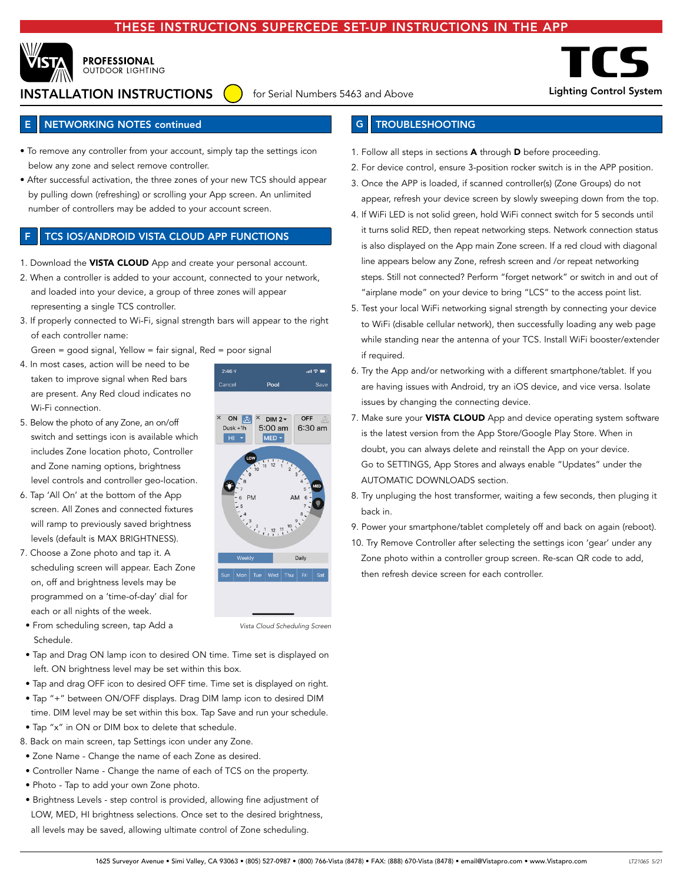THESE INSTRUCTIONS SUPERCEDE SET-UP INSTRUCTIONS IN THE APP

VISTA PROFESSIONAL OUTDOOR LIGHTING

# INSTALLATION INSTRUCTIONS

for Serial Numbers 5463 and Above

TCS Lighting Control System

## E NETWORKING NOTES continued

- To remove any controller from your account, simply tap the settings icon below any zone and select remove controller.
- After successful activation, the three zones of your new TCS should appear by pulling down (refreshing) or scrolling your App screen. An unlimited number of controllers may be added to your account screen.

## F TCS IOS/ANDROID VISTA CLOUD APP FUNCTIONS

1. Download the **VISTA CLOUD** App and create your personal account.
2. When a controller is added to your account, connected to your network, and loaded into your device, a group of three zones will appear representing a single TCS controller.
3. If properly connected to Wi-Fi, signal strength bars will appear to the right of each controller name:
   Green = good signal, Yellow = fair signal, Red = poor signal
4. In most cases, action will be need to be taken to improve signal when Red bars are present. Any Red cloud indicates no Wi-Fi connection.
5. Below the photo of any Zone, an on/off switch and settings icon is available which includes Zone location photo, Controller and Zone naming options, brightness level controls and controller geo-location.
6. Tap 'All On' at the bottom of the App screen. All Zones and connected fixtures will ramp to previously saved brightness levels (default is MAX BRIGHTNESS).
7. Choose a Zone photo and tap it. A scheduling screen will appear. Each Zone on, off and brightness levels may be programmed on a 'time-of-day' dial for each or all nights of the week.
   - From scheduling screen, tap Add a Schedule.
   - Tap and Drag ON lamp icon to desired ON time. Time set is displayed on left. ON brightness level may be set within this box.
   - Tap and drag OFF icon to desired OFF time. Time set is displayed on right.
   - Tap "+" between ON/OFF displays. Drag DIM lamp icon to desired DIM time. DIM level may be set within this box. Tap Save and run your schedule.
   - Tap "x" in ON or DIM box to delete that schedule.
8. Back on main screen, tap Settings icon under any Zone.
   - Zone Name - Change the name of each Zone as desired.
   - Controller Name - Change the name of each of TCS on the property.
   - Photo - Tap to add your own Zone photo.
   - Brightness Levels - step control is provided, allowing fine adjustment of LOW, MED, HI brightness selections. Once set to the desired brightness, all levels may be saved, allowing ultimate control of Zone scheduling.

2:46 Cancel Pool Save
ON Dusk +1h HI
DIM 2 5:00 am MED
OFF 6:30 am
LOW MED PM AM
Weekly Daily
Sun Mon Tue Wed Thu Fri Sat

*Vista Cloud Scheduling Screen*

## G TROUBLESHOOTING

1. Follow all steps in sections **A** through **D** before proceeding.
2. For device control, ensure 3-position rocker switch is in the APP position.
3. Once the APP is loaded, if scanned controller(s) (Zone Groups) do not appear, refresh your device screen by slowly sweeping down from the top.
4. If WiFi LED is not solid green, hold WiFi connect switch for 5 seconds until it turns solid RED, then repeat networking steps. Network connection status is also displayed on the App main Zone screen. If a red cloud with diagonal line appears below any Zone, refresh screen and /or repeat networking steps. Still not connected? Perform "forget network" or switch in and out of "airplane mode" on your device to bring "LCS" to the access point list.
5. Test your local WiFi networking signal strength by connecting your device to WiFi (disable cellular network), then successfully loading any web page while standing near the antenna of your TCS. Install WiFi booster/extender if required.
6. Try the App and/or networking with a different smartphone/tablet. If you are having issues with Android, try an iOS device, and vice versa. Isolate issues by changing the connecting device.
7. Make sure your **VISTA CLOUD** App and device operating system software is the latest version from the App Store/Google Play Store. When in doubt, you can always delete and reinstall the App on your device. Go to SETTINGS, App Stores and always enable "Updates" under the AUTOMATIC DOWNLOADS section.
8. Try unpluging the host transformer, waiting a few seconds, then pluging it back in.
9. Power your smartphone/tablet completely off and back on again (reboot).
10. Try Remove Controller after selecting the settings icon 'gear' under any Zone photo within a controller group screen. Re-scan QR code to add, then refresh device screen for each controller.

1625 Surveyor Avenue • Simi Valley, CA 93063 • (805) 527-0987 • (800) 766-Vista (8478) • FAX: (888) 670-Vista (8478) • email@Vistapro.com • www.Vistapro.com

LT21065 5/21